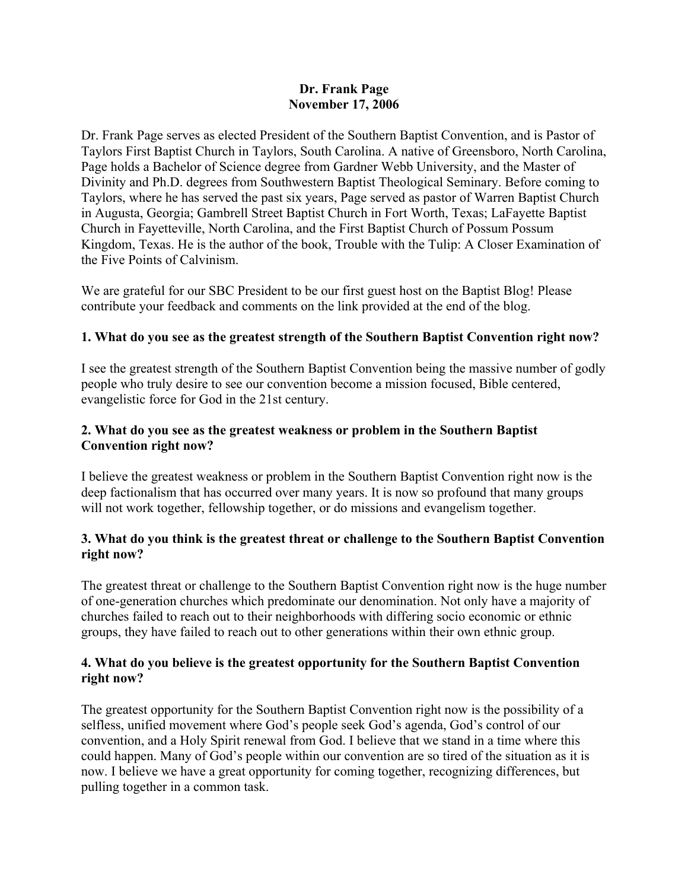**Dr. Frank Page**
**November 17, 2006**

Dr. Frank Page serves as elected President of the Southern Baptist Convention, and is Pastor of Taylors First Baptist Church in Taylors, South Carolina. A native of Greensboro, North Carolina, Page holds a Bachelor of Science degree from Gardner Webb University, and the Master of Divinity and Ph.D. degrees from Southwestern Baptist Theological Seminary. Before coming to Taylors, where he has served the past six years, Page served as pastor of Warren Baptist Church in Augusta, Georgia; Gambrell Street Baptist Church in Fort Worth, Texas; LaFayette Baptist Church in Fayetteville, North Carolina, and the First Baptist Church of Possum Possum Kingdom, Texas. He is the author of the book, Trouble with the Tulip: A Closer Examination of the Five Points of Calvinism.

We are grateful for our SBC President to be our first guest host on the Baptist Blog! Please contribute your feedback and comments on the link provided at the end of the blog.

**1. What do you see as the greatest strength of the Southern Baptist Convention right now?**

I see the greatest strength of the Southern Baptist Convention being the massive number of godly people who truly desire to see our convention become a mission focused, Bible centered, evangelistic force for God in the 21st century.

**2. What do you see as the greatest weakness or problem in the Southern Baptist Convention right now?**

I believe the greatest weakness or problem in the Southern Baptist Convention right now is the deep factionalism that has occurred over many years. It is now so profound that many groups will not work together, fellowship together, or do missions and evangelism together.

**3. What do you think is the greatest threat or challenge to the Southern Baptist Convention right now?**

The greatest threat or challenge to the Southern Baptist Convention right now is the huge number of one-generation churches which predominate our denomination. Not only have a majority of churches failed to reach out to their neighborhoods with differing socio economic or ethnic groups, they have failed to reach out to other generations within their own ethnic group.

**4. What do you believe is the greatest opportunity for the Southern Baptist Convention right now?**

The greatest opportunity for the Southern Baptist Convention right now is the possibility of a selfless, unified movement where God's people seek God's agenda, God's control of our convention, and a Holy Spirit renewal from God. I believe that we stand in a time where this could happen. Many of God's people within our convention are so tired of the situation as it is now. I believe we have a great opportunity for coming together, recognizing differences, but pulling together in a common task.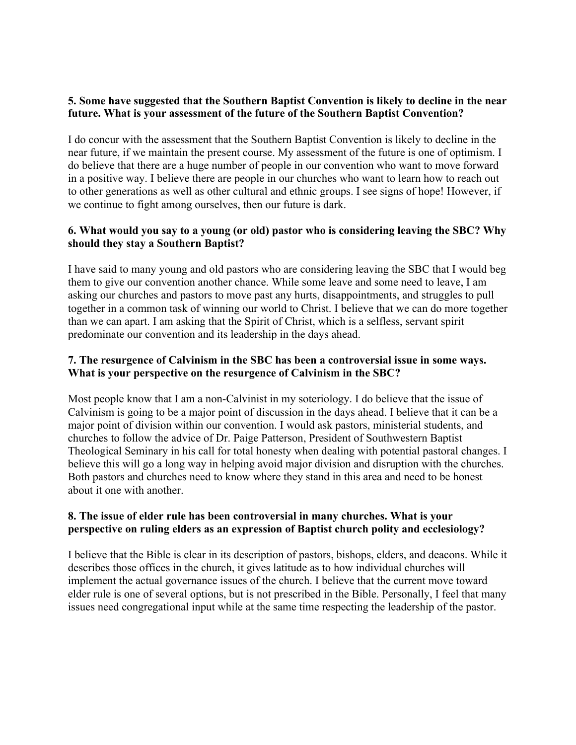**5. Some have suggested that the Southern Baptist Convention is likely to decline in the near future. What is your assessment of the future of the Southern Baptist Convention?**

I do concur with the assessment that the Southern Baptist Convention is likely to decline in the near future, if we maintain the present course. My assessment of the future is one of optimism. I do believe that there are a huge number of people in our convention who want to move forward in a positive way. I believe there are people in our churches who want to learn how to reach out to other generations as well as other cultural and ethnic groups. I see signs of hope! However, if we continue to fight among ourselves, then our future is dark.

**6. What would you say to a young (or old) pastor who is considering leaving the SBC? Why should they stay a Southern Baptist?**

I have said to many young and old pastors who are considering leaving the SBC that I would beg them to give our convention another chance. While some leave and some need to leave, I am asking our churches and pastors to move past any hurts, disappointments, and struggles to pull together in a common task of winning our world to Christ. I believe that we can do more together than we can apart. I am asking that the Spirit of Christ, which is a selfless, servant spirit predominate our convention and its leadership in the days ahead.

**7. The resurgence of Calvinism in the SBC has been a controversial issue in some ways. What is your perspective on the resurgence of Calvinism in the SBC?**

Most people know that I am a non-Calvinist in my soteriology. I do believe that the issue of Calvinism is going to be a major point of discussion in the days ahead. I believe that it can be a major point of division within our convention. I would ask pastors, ministerial students, and churches to follow the advice of Dr. Paige Patterson, President of Southwestern Baptist Theological Seminary in his call for total honesty when dealing with potential pastoral changes. I believe this will go a long way in helping avoid major division and disruption with the churches. Both pastors and churches need to know where they stand in this area and need to be honest about it one with another.

**8. The issue of elder rule has been controversial in many churches. What is your perspective on ruling elders as an expression of Baptist church polity and ecclesiology?**

I believe that the Bible is clear in its description of pastors, bishops, elders, and deacons. While it describes those offices in the church, it gives latitude as to how individual churches will implement the actual governance issues of the church. I believe that the current move toward elder rule is one of several options, but is not prescribed in the Bible. Personally, I feel that many issues need congregational input while at the same time respecting the leadership of the pastor.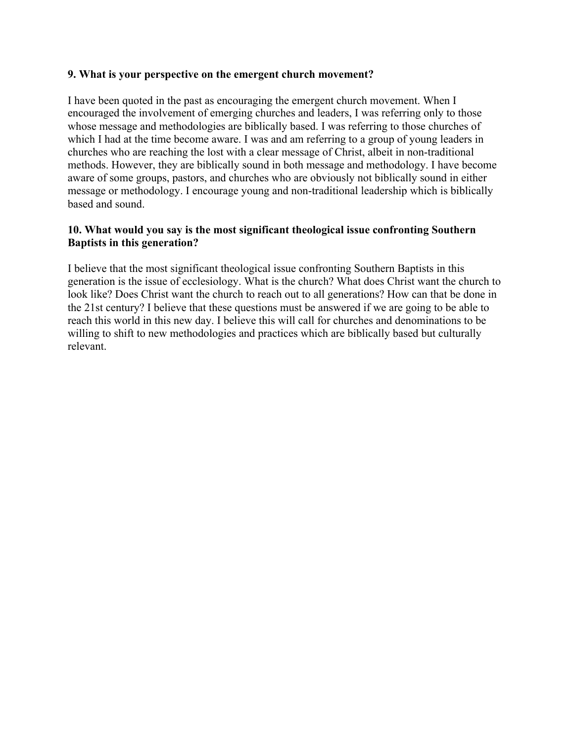**9. What is your perspective on the emergent church movement?**

I have been quoted in the past as encouraging the emergent church movement. When I encouraged the involvement of emerging churches and leaders, I was referring only to those whose message and methodologies are biblically based. I was referring to those churches of which I had at the time become aware. I was and am referring to a group of young leaders in churches who are reaching the lost with a clear message of Christ, albeit in non-traditional methods. However, they are biblically sound in both message and methodology. I have become aware of some groups, pastors, and churches who are obviously not biblically sound in either message or methodology. I encourage young and non-traditional leadership which is biblically based and sound.

**10. What would you say is the most significant theological issue confronting Southern Baptists in this generation?**

I believe that the most significant theological issue confronting Southern Baptists in this generation is the issue of ecclesiology. What is the church? What does Christ want the church to look like? Does Christ want the church to reach out to all generations? How can that be done in the 21st century? I believe that these questions must be answered if we are going to be able to reach this world in this new day. I believe this will call for churches and denominations to be willing to shift to new methodologies and practices which are biblically based but culturally relevant.